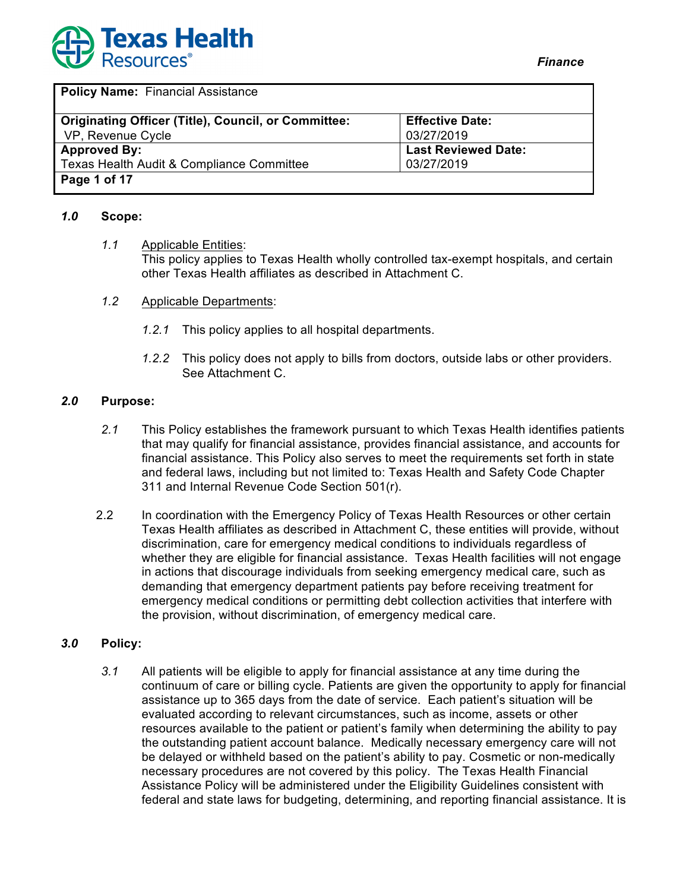**Texas Health Resources®**

*Finance*

| **Policy Name:** Financial Assistance | |
|---|---|
| **Originating Officer (Title), Council, or Committee:** VP, Revenue Cycle | **Effective Date:** 03/27/2019 |
| **Approved By:** Texas Health Audit & Compliance Committee | **Last Reviewed Date:** 03/27/2019 |
| **Page 1 of 17** | |

## *1.0* Scope:

*1.1* Applicable Entities:
This policy applies to Texas Health wholly controlled tax-exempt hospitals, and certain other Texas Health affiliates as described in Attachment C.

*1.2* Applicable Departments:

*1.2.1* This policy applies to all hospital departments.

*1.2.2* This policy does not apply to bills from doctors, outside labs or other providers. See Attachment C.

## *2.0* Purpose:

*2.1* This Policy establishes the framework pursuant to which Texas Health identifies patients that may qualify for financial assistance, provides financial assistance, and accounts for financial assistance. This Policy also serves to meet the requirements set forth in state and federal laws, including but not limited to: Texas Health and Safety Code Chapter 311 and Internal Revenue Code Section 501(r).

2.2 In coordination with the Emergency Policy of Texas Health Resources or other certain Texas Health affiliates as described in Attachment C, these entities will provide, without discrimination, care for emergency medical conditions to individuals regardless of whether they are eligible for financial assistance. Texas Health facilities will not engage in actions that discourage individuals from seeking emergency medical care, such as demanding that emergency department patients pay before receiving treatment for emergency medical conditions or permitting debt collection activities that interfere with the provision, without discrimination, of emergency medical care.

## *3.0* Policy:

*3.1* All patients will be eligible to apply for financial assistance at any time during the continuum of care or billing cycle. Patients are given the opportunity to apply for financial assistance up to 365 days from the date of service. Each patient's situation will be evaluated according to relevant circumstances, such as income, assets or other resources available to the patient or patient's family when determining the ability to pay the outstanding patient account balance. Medically necessary emergency care will not be delayed or withheld based on the patient's ability to pay. Cosmetic or non-medically necessary procedures are not covered by this policy. The Texas Health Financial Assistance Policy will be administered under the Eligibility Guidelines consistent with federal and state laws for budgeting, determining, and reporting financial assistance. It is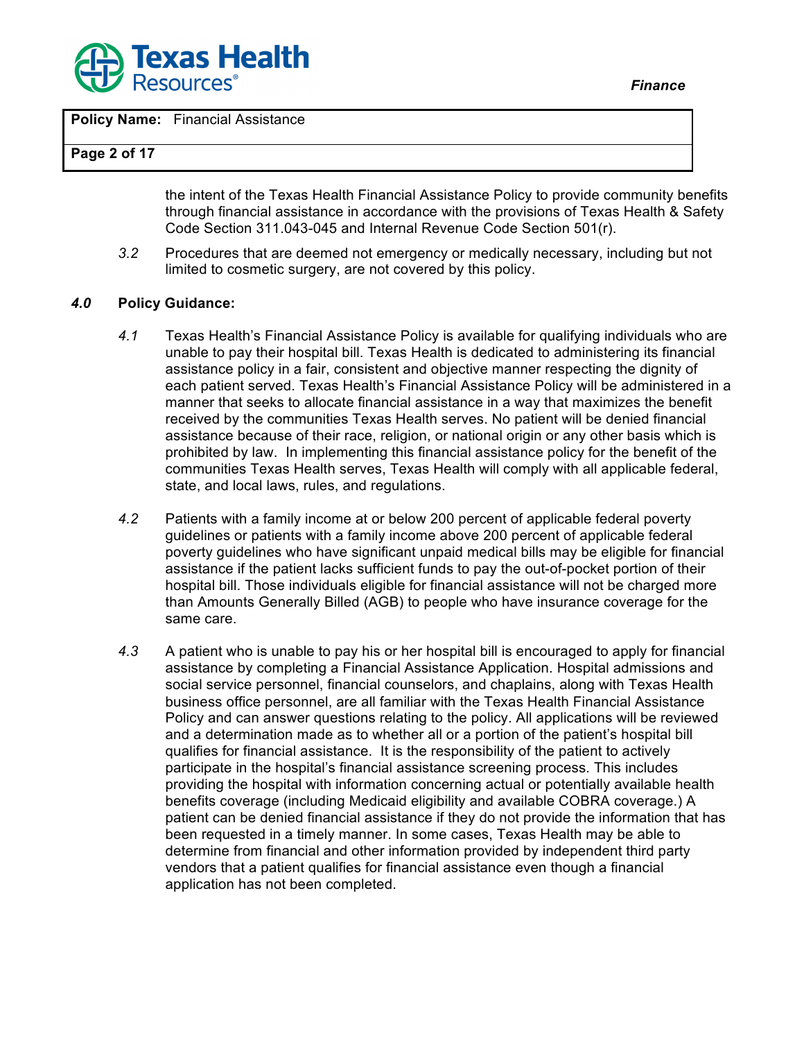the intent of the Texas Health Financial Assistance Policy to provide community benefits through financial assistance in accordance with the provisions of Texas Health & Safety Code Section 311.043-045 and Internal Revenue Code Section 501(r).

*3.2* Procedures that are deemed not emergency or medically necessary, including but not limited to cosmetic surgery, are not covered by this policy.

## *4.0* Policy Guidance:

*4.1* Texas Health's Financial Assistance Policy is available for qualifying individuals who are unable to pay their hospital bill. Texas Health is dedicated to administering its financial assistance policy in a fair, consistent and objective manner respecting the dignity of each patient served. Texas Health's Financial Assistance Policy will be administered in a manner that seeks to allocate financial assistance in a way that maximizes the benefit received by the communities Texas Health serves. No patient will be denied financial assistance because of their race, religion, or national origin or any other basis which is prohibited by law. In implementing this financial assistance policy for the benefit of the communities Texas Health serves, Texas Health will comply with all applicable federal, state, and local laws, rules, and regulations.

*4.2* Patients with a family income at or below 200 percent of applicable federal poverty guidelines or patients with a family income above 200 percent of applicable federal poverty guidelines who have significant unpaid medical bills may be eligible for financial assistance if the patient lacks sufficient funds to pay the out-of-pocket portion of their hospital bill. Those individuals eligible for financial assistance will not be charged more than Amounts Generally Billed (AGB) to people who have insurance coverage for the same care.

*4.3* A patient who is unable to pay his or her hospital bill is encouraged to apply for financial assistance by completing a Financial Assistance Application. Hospital admissions and social service personnel, financial counselors, and chaplains, along with Texas Health business office personnel, are all familiar with the Texas Health Financial Assistance Policy and can answer questions relating to the policy. All applications will be reviewed and a determination made as to whether all or a portion of the patient's hospital bill qualifies for financial assistance. It is the responsibility of the patient to actively participate in the hospital's financial assistance screening process. This includes providing the hospital with information concerning actual or potentially available health benefits coverage (including Medicaid eligibility and available COBRA coverage.) A patient can be denied financial assistance if they do not provide the information that has been requested in a timely manner. In some cases, Texas Health may be able to determine from financial and other information provided by independent third party vendors that a patient qualifies for financial assistance even though a financial application has not been completed.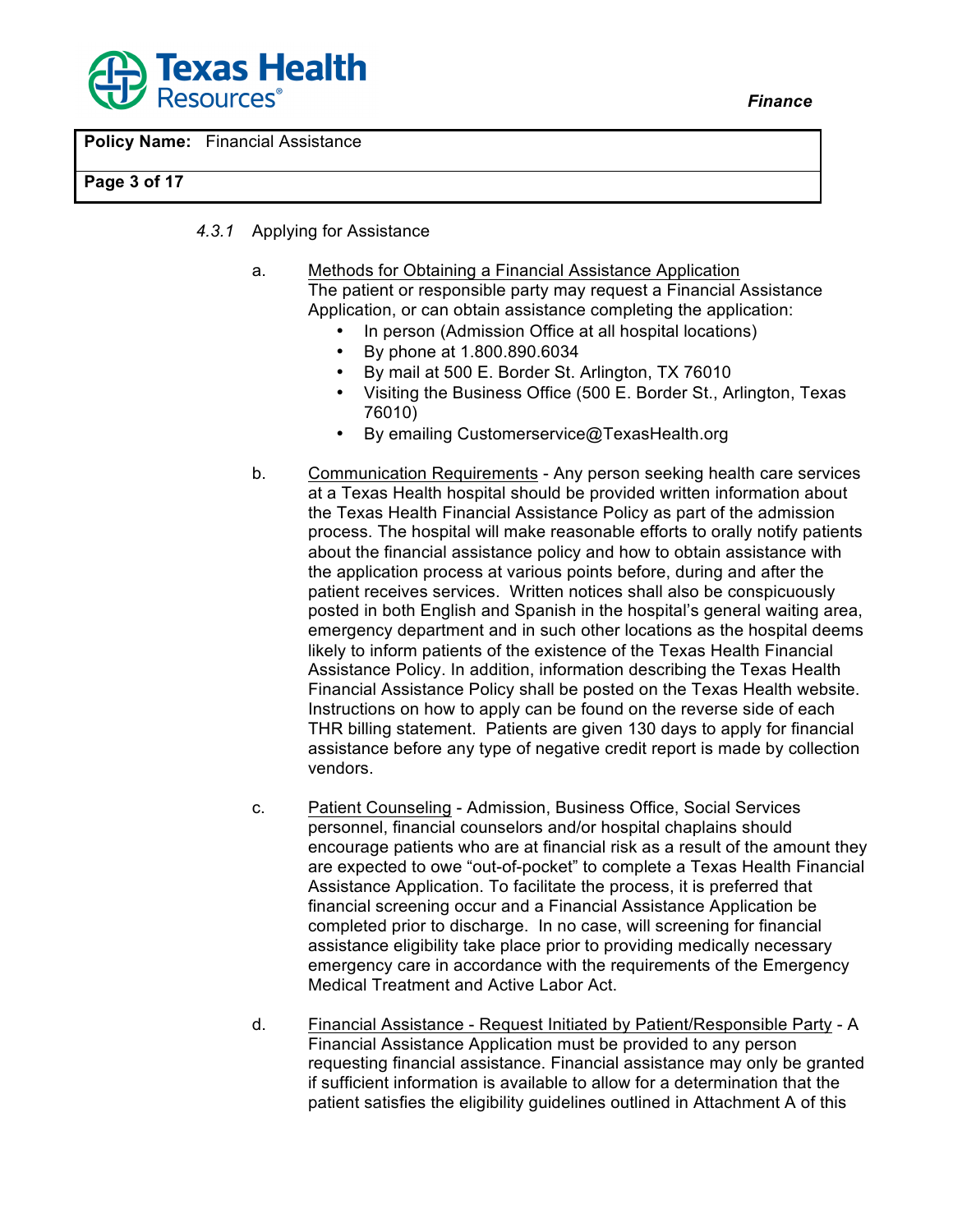*4.3.1* Applying for Assistance

a. Methods for Obtaining a Financial Assistance Application
The patient or responsible party may request a Financial Assistance Application, or can obtain assistance completing the application:

- In person (Admission Office at all hospital locations)
- By phone at 1.800.890.6034
- By mail at 500 E. Border St. Arlington, TX 76010
- Visiting the Business Office (500 E. Border St., Arlington, Texas 76010)
- By emailing Customerservice@TexasHealth.org

b. Communication Requirements - Any person seeking health care services at a Texas Health hospital should be provided written information about the Texas Health Financial Assistance Policy as part of the admission process. The hospital will make reasonable efforts to orally notify patients about the financial assistance policy and how to obtain assistance with the application process at various points before, during and after the patient receives services. Written notices shall also be conspicuously posted in both English and Spanish in the hospital's general waiting area, emergency department and in such other locations as the hospital deems likely to inform patients of the existence of the Texas Health Financial Assistance Policy. In addition, information describing the Texas Health Financial Assistance Policy shall be posted on the Texas Health website. Instructions on how to apply can be found on the reverse side of each THR billing statement. Patients are given 130 days to apply for financial assistance before any type of negative credit report is made by collection vendors.

c. Patient Counseling - Admission, Business Office, Social Services personnel, financial counselors and/or hospital chaplains should encourage patients who are at financial risk as a result of the amount they are expected to owe "out-of-pocket" to complete a Texas Health Financial Assistance Application. To facilitate the process, it is preferred that financial screening occur and a Financial Assistance Application be completed prior to discharge. In no case, will screening for financial assistance eligibility take place prior to providing medically necessary emergency care in accordance with the requirements of the Emergency Medical Treatment and Active Labor Act.

d. Financial Assistance - Request Initiated by Patient/Responsible Party - A Financial Assistance Application must be provided to any person requesting financial assistance. Financial assistance may only be granted if sufficient information is available to allow for a determination that the patient satisfies the eligibility guidelines outlined in Attachment A of this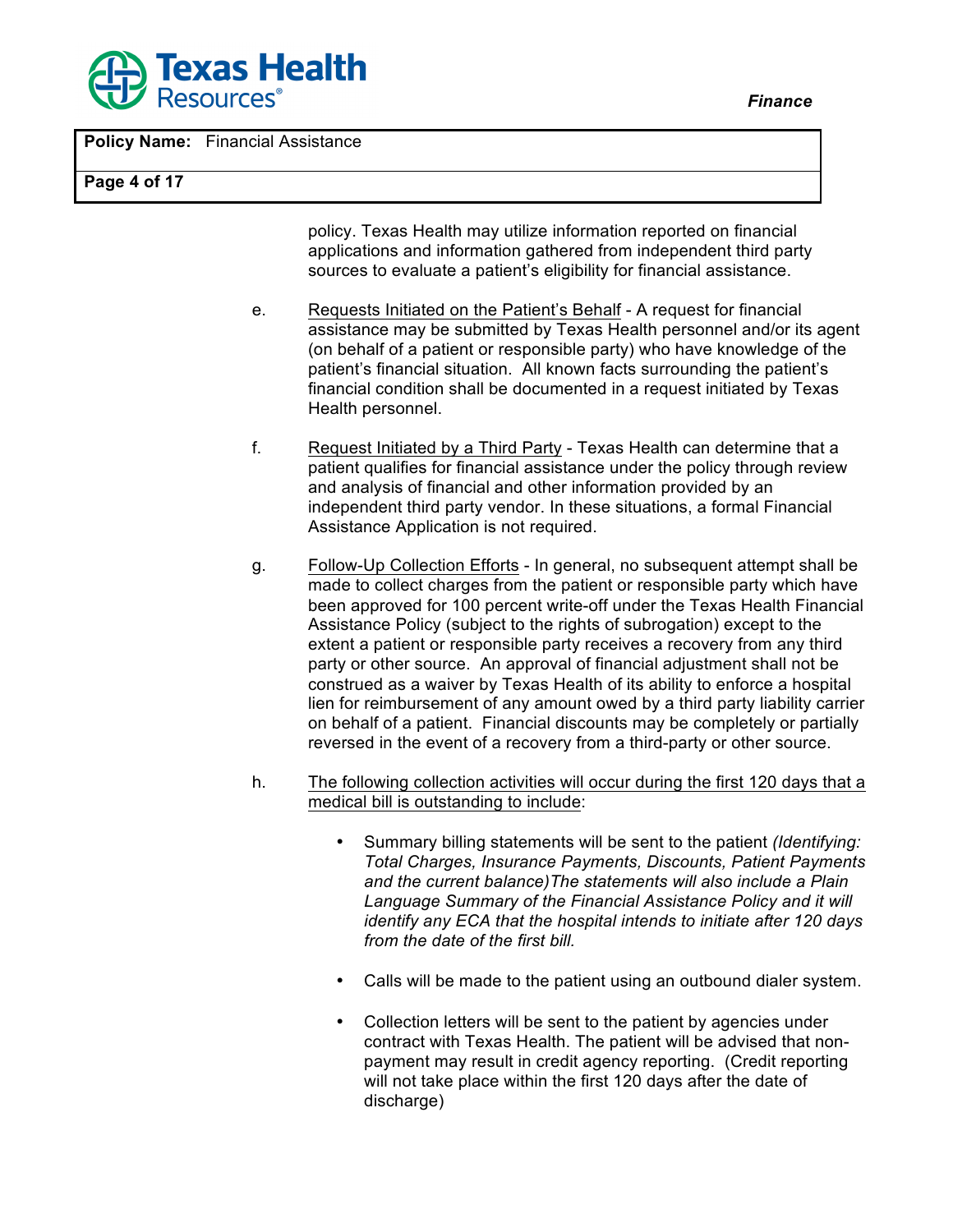policy. Texas Health may utilize information reported on financial applications and information gathered from independent third party sources to evaluate a patient's eligibility for financial assistance.

e. <u>Requests Initiated on the Patient's Behalf</u> - A request for financial assistance may be submitted by Texas Health personnel and/or its agent (on behalf of a patient or responsible party) who have knowledge of the patient's financial situation. All known facts surrounding the patient's financial condition shall be documented in a request initiated by Texas Health personnel.

f. <u>Request Initiated by a Third Party</u> - Texas Health can determine that a patient qualifies for financial assistance under the policy through review and analysis of financial and other information provided by an independent third party vendor. In these situations, a formal Financial Assistance Application is not required.

g. <u>Follow-Up Collection Efforts</u> - In general, no subsequent attempt shall be made to collect charges from the patient or responsible party which have been approved for 100 percent write-off under the Texas Health Financial Assistance Policy (subject to the rights of subrogation) except to the extent a patient or responsible party receives a recovery from any third party or other source. An approval of financial adjustment shall not be construed as a waiver by Texas Health of its ability to enforce a hospital lien for reimbursement of any amount owed by a third party liability carrier on behalf of a patient. Financial discounts may be completely or partially reversed in the event of a recovery from a third-party or other source.

h. <u>The following collection activities will occur during the first 120 days that a medical bill is outstanding to include</u>:

- Summary billing statements will be sent to the patient *(Identifying: Total Charges, Insurance Payments, Discounts, Patient Payments and the current balance)The statements will also include a Plain Language Summary of the Financial Assistance Policy and it will identify any ECA that the hospital intends to initiate after 120 days from the date of the first bill.*

- Calls will be made to the patient using an outbound dialer system.

- Collection letters will be sent to the patient by agencies under contract with Texas Health. The patient will be advised that non-payment may result in credit agency reporting. (Credit reporting will not take place within the first 120 days after the date of discharge)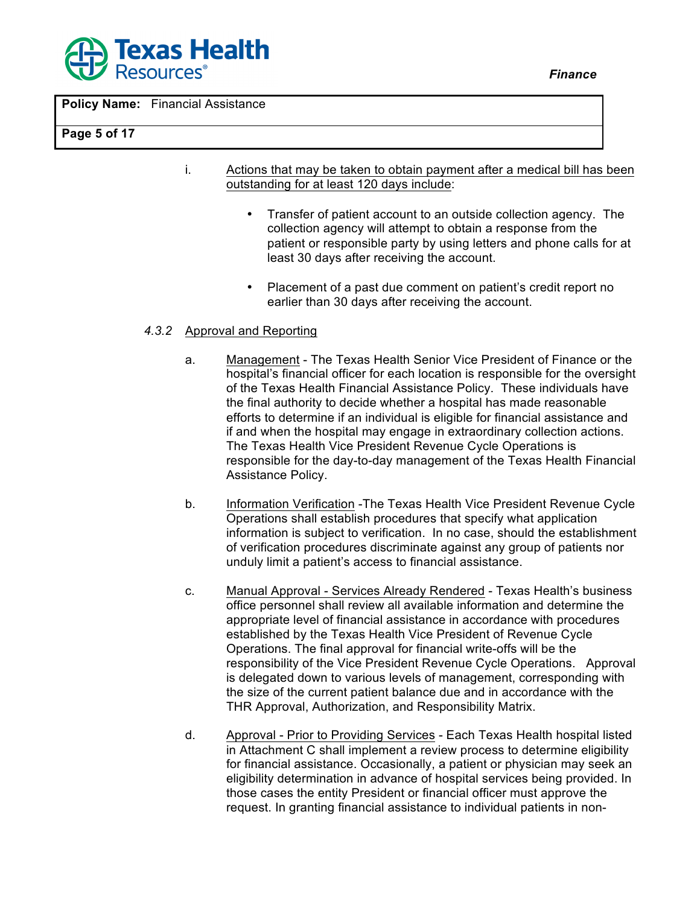i. Actions that may be taken to obtain payment after a medical bill has been outstanding for at least 120 days include:

- Transfer of patient account to an outside collection agency. The collection agency will attempt to obtain a response from the patient or responsible party by using letters and phone calls for at least 30 days after receiving the account.

- Placement of a past due comment on patient's credit report no earlier than 30 days after receiving the account.

*4.3.2* Approval and Reporting

a. Management - The Texas Health Senior Vice President of Finance or the hospital's financial officer for each location is responsible for the oversight of the Texas Health Financial Assistance Policy. These individuals have the final authority to decide whether a hospital has made reasonable efforts to determine if an individual is eligible for financial assistance and if and when the hospital may engage in extraordinary collection actions. The Texas Health Vice President Revenue Cycle Operations is responsible for the day-to-day management of the Texas Health Financial Assistance Policy.

b. Information Verification -The Texas Health Vice President Revenue Cycle Operations shall establish procedures that specify what application information is subject to verification. In no case, should the establishment of verification procedures discriminate against any group of patients nor unduly limit a patient's access to financial assistance.

c. Manual Approval - Services Already Rendered - Texas Health's business office personnel shall review all available information and determine the appropriate level of financial assistance in accordance with procedures established by the Texas Health Vice President of Revenue Cycle Operations. The final approval for financial write-offs will be the responsibility of the Vice President Revenue Cycle Operations. Approval is delegated down to various levels of management, corresponding with the size of the current patient balance due and in accordance with the THR Approval, Authorization, and Responsibility Matrix.

d. Approval - Prior to Providing Services - Each Texas Health hospital listed in Attachment C shall implement a review process to determine eligibility for financial assistance. Occasionally, a patient or physician may seek an eligibility determination in advance of hospital services being provided. In those cases the entity President or financial officer must approve the request. In granting financial assistance to individual patients in non-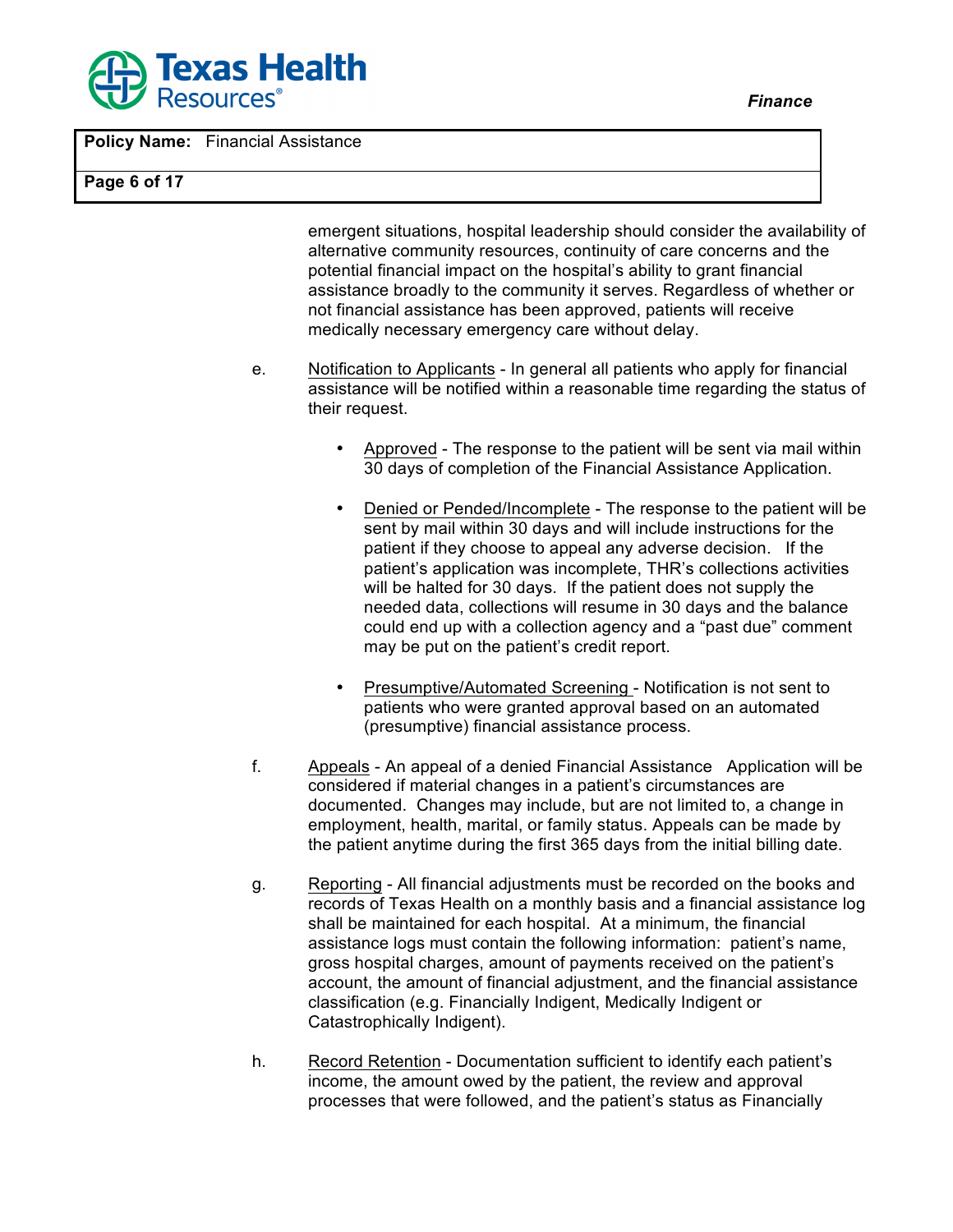emergent situations, hospital leadership should consider the availability of alternative community resources, continuity of care concerns and the potential financial impact on the hospital's ability to grant financial assistance broadly to the community it serves. Regardless of whether or not financial assistance has been approved, patients will receive medically necessary emergency care without delay.

e. Notification to Applicants - In general all patients who apply for financial assistance will be notified within a reasonable time regarding the status of their request.

- Approved - The response to the patient will be sent via mail within 30 days of completion of the Financial Assistance Application.

- Denied or Pended/Incomplete - The response to the patient will be sent by mail within 30 days and will include instructions for the patient if they choose to appeal any adverse decision. If the patient's application was incomplete, THR's collections activities will be halted for 30 days. If the patient does not supply the needed data, collections will resume in 30 days and the balance could end up with a collection agency and a "past due" comment may be put on the patient's credit report.

- Presumptive/Automated Screening - Notification is not sent to patients who were granted approval based on an automated (presumptive) financial assistance process.

f. Appeals - An appeal of a denied Financial Assistance Application will be considered if material changes in a patient's circumstances are documented. Changes may include, but are not limited to, a change in employment, health, marital, or family status. Appeals can be made by the patient anytime during the first 365 days from the initial billing date.

g. Reporting - All financial adjustments must be recorded on the books and records of Texas Health on a monthly basis and a financial assistance log shall be maintained for each hospital. At a minimum, the financial assistance logs must contain the following information: patient's name, gross hospital charges, amount of payments received on the patient's account, the amount of financial adjustment, and the financial assistance classification (e.g. Financially Indigent, Medically Indigent or Catastrophically Indigent).

h. Record Retention - Documentation sufficient to identify each patient's income, the amount owed by the patient, the review and approval processes that were followed, and the patient's status as Financially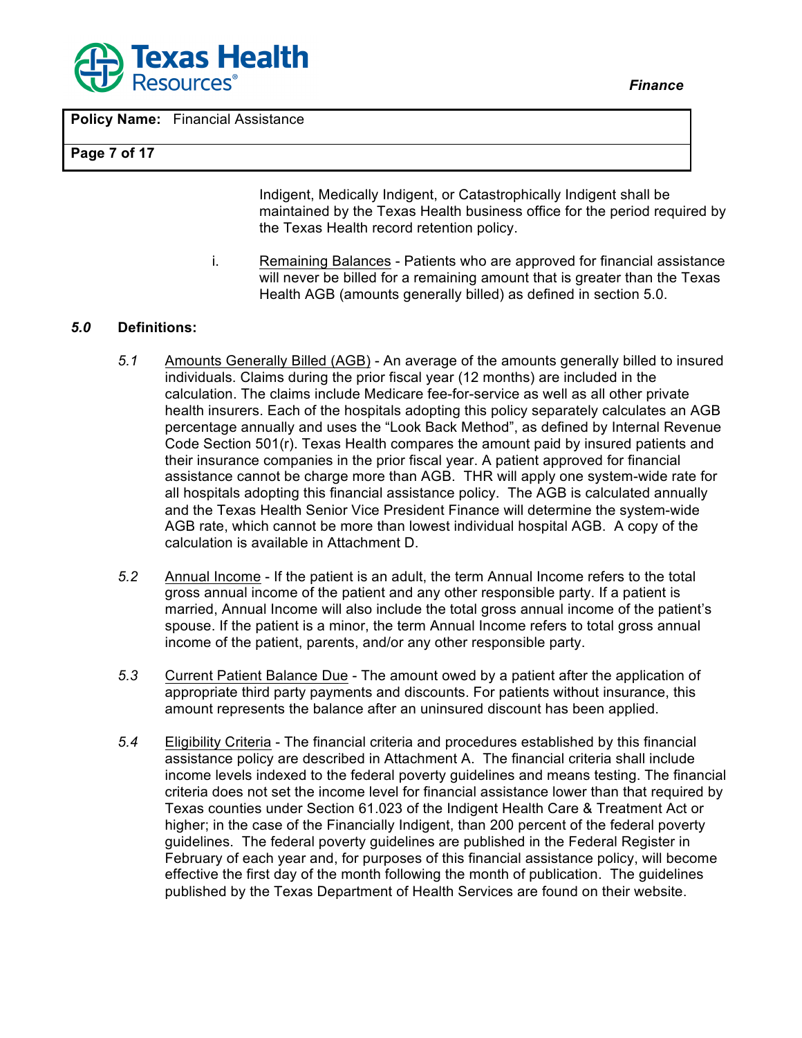Indigent, Medically Indigent, or Catastrophically Indigent shall be maintained by the Texas Health business office for the period required by the Texas Health record retention policy.

i. Remaining Balances - Patients who are approved for financial assistance will never be billed for a remaining amount that is greater than the Texas Health AGB (amounts generally billed) as defined in section 5.0.

## *5.0* Definitions:

*5.1* Amounts Generally Billed (AGB) - An average of the amounts generally billed to insured individuals. Claims during the prior fiscal year (12 months) are included in the calculation. The claims include Medicare fee-for-service as well as all other private health insurers. Each of the hospitals adopting this policy separately calculates an AGB percentage annually and uses the "Look Back Method", as defined by Internal Revenue Code Section 501(r). Texas Health compares the amount paid by insured patients and their insurance companies in the prior fiscal year. A patient approved for financial assistance cannot be charge more than AGB. THR will apply one system-wide rate for all hospitals adopting this financial assistance policy. The AGB is calculated annually and the Texas Health Senior Vice President Finance will determine the system-wide AGB rate, which cannot be more than lowest individual hospital AGB. A copy of the calculation is available in Attachment D.

*5.2* Annual Income - If the patient is an adult, the term Annual Income refers to the total gross annual income of the patient and any other responsible party. If a patient is married, Annual Income will also include the total gross annual income of the patient's spouse. If the patient is a minor, the term Annual Income refers to total gross annual income of the patient, parents, and/or any other responsible party.

*5.3* Current Patient Balance Due - The amount owed by a patient after the application of appropriate third party payments and discounts. For patients without insurance, this amount represents the balance after an uninsured discount has been applied.

*5.4* Eligibility Criteria - The financial criteria and procedures established by this financial assistance policy are described in Attachment A. The financial criteria shall include income levels indexed to the federal poverty guidelines and means testing. The financial criteria does not set the income level for financial assistance lower than that required by Texas counties under Section 61.023 of the Indigent Health Care & Treatment Act or higher; in the case of the Financially Indigent, than 200 percent of the federal poverty guidelines. The federal poverty guidelines are published in the Federal Register in February of each year and, for purposes of this financial assistance policy, will become effective the first day of the month following the month of publication. The guidelines published by the Texas Department of Health Services are found on their website.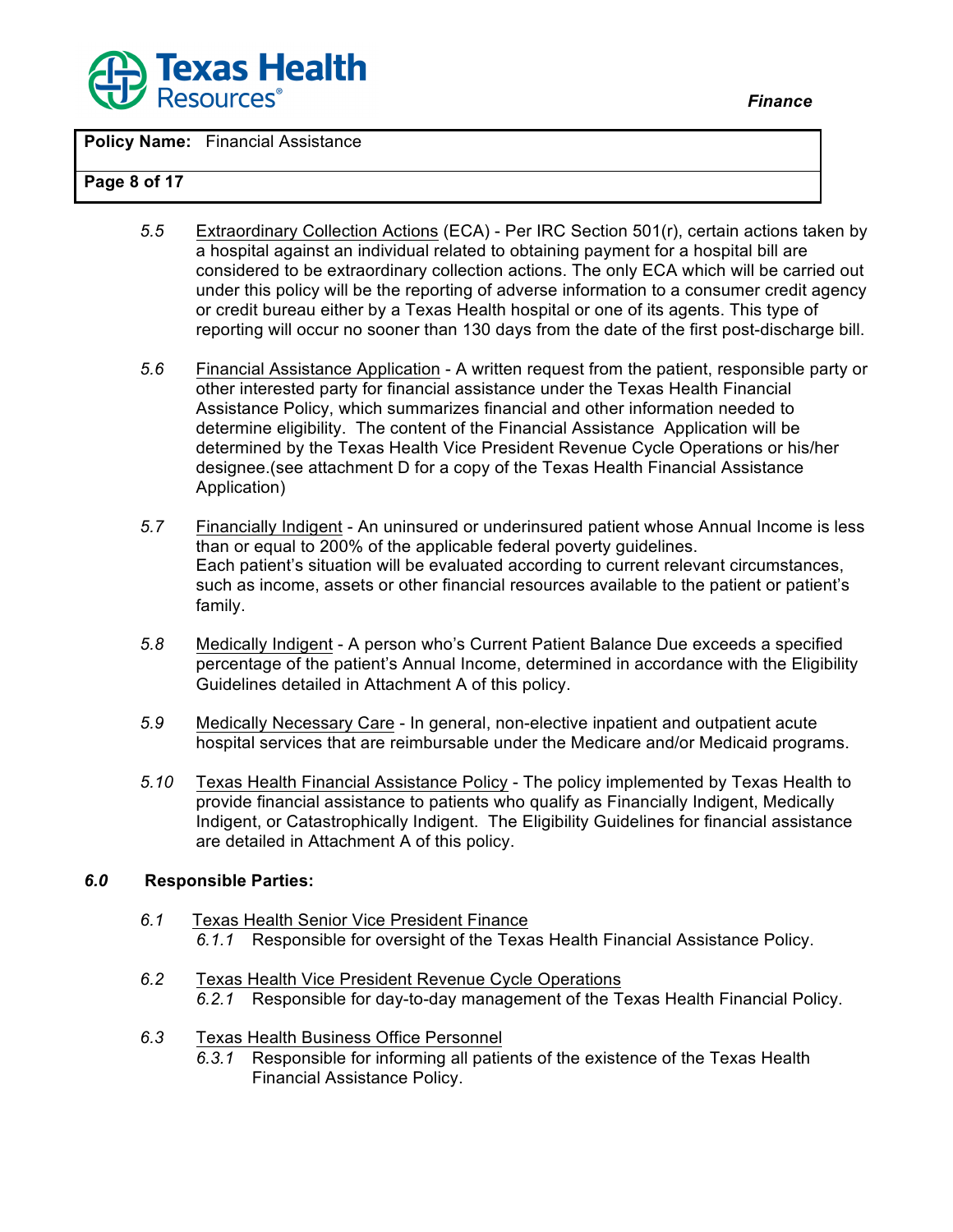5.5 Extraordinary Collection Actions (ECA) - Per IRC Section 501(r), certain actions taken by a hospital against an individual related to obtaining payment for a hospital bill are considered to be extraordinary collection actions. The only ECA which will be carried out under this policy will be the reporting of adverse information to a consumer credit agency or credit bureau either by a Texas Health hospital or one of its agents. This type of reporting will occur no sooner than 130 days from the date of the first post-discharge bill.

5.6 Financial Assistance Application - A written request from the patient, responsible party or other interested party for financial assistance under the Texas Health Financial Assistance Policy, which summarizes financial and other information needed to determine eligibility. The content of the Financial Assistance Application will be determined by the Texas Health Vice President Revenue Cycle Operations or his/her designee.(see attachment D for a copy of the Texas Health Financial Assistance Application)

5.7 Financially Indigent - An uninsured or underinsured patient whose Annual Income is less than or equal to 200% of the applicable federal poverty guidelines.
Each patient's situation will be evaluated according to current relevant circumstances, such as income, assets or other financial resources available to the patient or patient's family.

5.8 Medically Indigent - A person who's Current Patient Balance Due exceeds a specified percentage of the patient's Annual Income, determined in accordance with the Eligibility Guidelines detailed in Attachment A of this policy.

5.9 Medically Necessary Care - In general, non-elective inpatient and outpatient acute hospital services that are reimbursable under the Medicare and/or Medicaid programs.

5.10 Texas Health Financial Assistance Policy - The policy implemented by Texas Health to provide financial assistance to patients who qualify as Financially Indigent, Medically Indigent, or Catastrophically Indigent. The Eligibility Guidelines for financial assistance are detailed in Attachment A of this policy.

## 6.0 Responsible Parties:

6.1 Texas Health Senior Vice President Finance
- 6.1.1 Responsible for oversight of the Texas Health Financial Assistance Policy.

6.2 Texas Health Vice President Revenue Cycle Operations
- 6.2.1 Responsible for day-to-day management of the Texas Health Financial Policy.

6.3 Texas Health Business Office Personnel
- 6.3.1 Responsible for informing all patients of the existence of the Texas Health Financial Assistance Policy.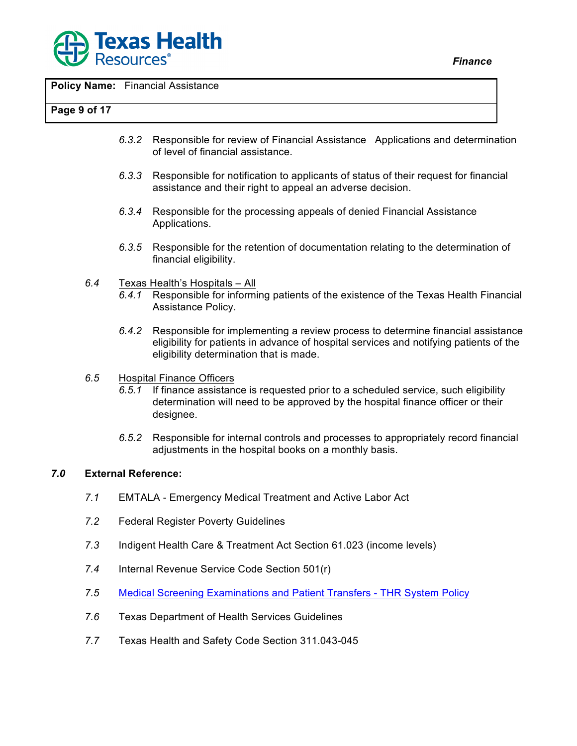6.3.2 Responsible for review of Financial Assistance Applications and determination of level of financial assistance.

6.3.3 Responsible for notification to applicants of status of their request for financial assistance and their right to appeal an adverse decision.

6.3.4 Responsible for the processing appeals of denied Financial Assistance Applications.

6.3.5 Responsible for the retention of documentation relating to the determination of financial eligibility.

6.4 Texas Health's Hospitals – All

6.4.1 Responsible for informing patients of the existence of the Texas Health Financial Assistance Policy.

6.4.2 Responsible for implementing a review process to determine financial assistance eligibility for patients in advance of hospital services and notifying patients of the eligibility determination that is made.

6.5 Hospital Finance Officers

6.5.1 If finance assistance is requested prior to a scheduled service, such eligibility determination will need to be approved by the hospital finance officer or their designee.

6.5.2 Responsible for internal controls and processes to appropriately record financial adjustments in the hospital books on a monthly basis.

## 7.0 External Reference:

7.1 EMTALA - Emergency Medical Treatment and Active Labor Act

7.2 Federal Register Poverty Guidelines

7.3 Indigent Health Care & Treatment Act Section 61.023 (income levels)

7.4 Internal Revenue Service Code Section 501(r)

7.5 Medical Screening Examinations and Patient Transfers - THR System Policy

7.6 Texas Department of Health Services Guidelines

7.7 Texas Health and Safety Code Section 311.043-045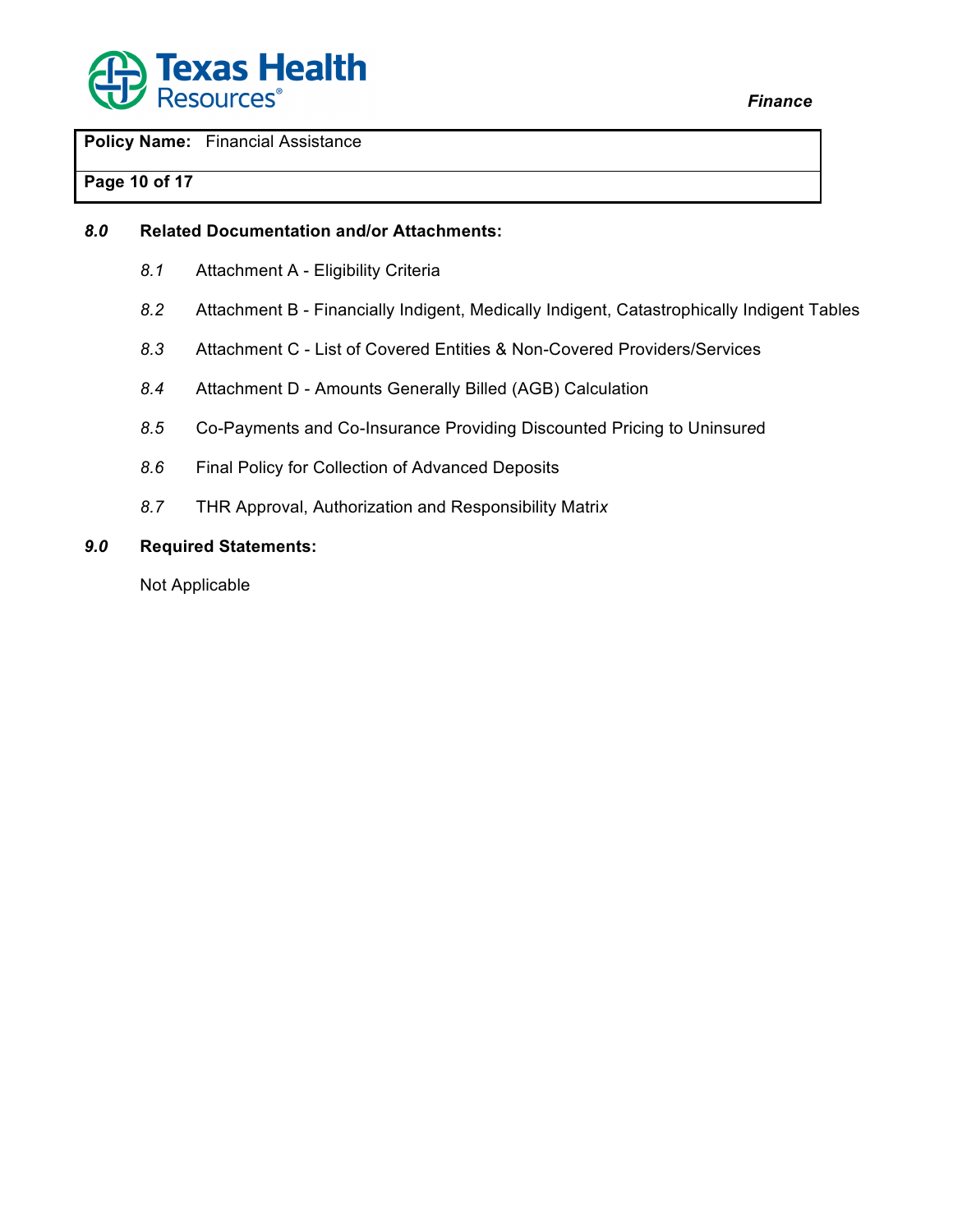## *8.0* Related Documentation and/or Attachments:

*8.1* Attachment A - Eligibility Criteria

*8.2* Attachment B - Financially Indigent, Medically Indigent, Catastrophically Indigent Tables

*8.3* Attachment C - List of Covered Entities & Non-Covered Providers/Services

*8.4* Attachment D - Amounts Generally Billed (AGB) Calculation

*8.5* Co-Payments and Co-Insurance Providing Discounted Pricing to Uninsured

*8.6* Final Policy for Collection of Advanced Deposits

*8.7* THR Approval, Authorization and Responsibility Matrix

## *9.0* Required Statements:

Not Applicable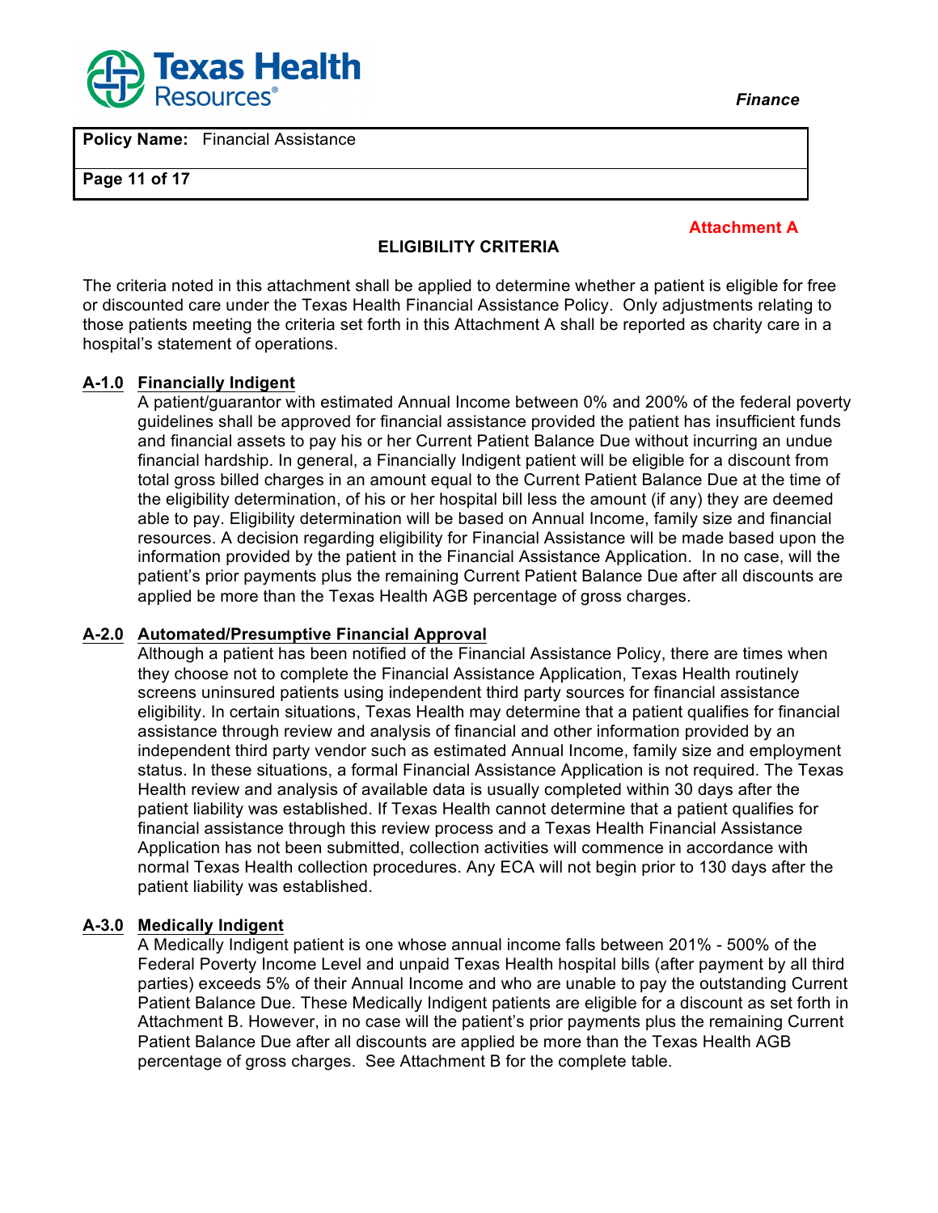**Attachment A**

## ELIGIBILITY CRITERIA

The criteria noted in this attachment shall be applied to determine whether a patient is eligible for free or discounted care under the Texas Health Financial Assistance Policy. Only adjustments relating to those patients meeting the criteria set forth in this Attachment A shall be reported as charity care in a hospital's statement of operations.

### A-1.0 Financially Indigent

A patient/guarantor with estimated Annual Income between 0% and 200% of the federal poverty guidelines shall be approved for financial assistance provided the patient has insufficient funds and financial assets to pay his or her Current Patient Balance Due without incurring an undue financial hardship. In general, a Financially Indigent patient will be eligible for a discount from total gross billed charges in an amount equal to the Current Patient Balance Due at the time of the eligibility determination, of his or her hospital bill less the amount (if any) they are deemed able to pay. Eligibility determination will be based on Annual Income, family size and financial resources. A decision regarding eligibility for Financial Assistance will be made based upon the information provided by the patient in the Financial Assistance Application. In no case, will the patient's prior payments plus the remaining Current Patient Balance Due after all discounts are applied be more than the Texas Health AGB percentage of gross charges.

### A-2.0 Automated/Presumptive Financial Approval

Although a patient has been notified of the Financial Assistance Policy, there are times when they choose not to complete the Financial Assistance Application, Texas Health routinely screens uninsured patients using independent third party sources for financial assistance eligibility. In certain situations, Texas Health may determine that a patient qualifies for financial assistance through review and analysis of financial and other information provided by an independent third party vendor such as estimated Annual Income, family size and employment status. In these situations, a formal Financial Assistance Application is not required. The Texas Health review and analysis of available data is usually completed within 30 days after the patient liability was established. If Texas Health cannot determine that a patient qualifies for financial assistance through this review process and a Texas Health Financial Assistance Application has not been submitted, collection activities will commence in accordance with normal Texas Health collection procedures. Any ECA will not begin prior to 130 days after the patient liability was established.

### A-3.0 Medically Indigent

A Medically Indigent patient is one whose annual income falls between 201% - 500% of the Federal Poverty Income Level and unpaid Texas Health hospital bills (after payment by all third parties) exceeds 5% of their Annual Income and who are unable to pay the outstanding Current Patient Balance Due. These Medically Indigent patients are eligible for a discount as set forth in Attachment B. However, in no case will the patient's prior payments plus the remaining Current Patient Balance Due after all discounts are applied be more than the Texas Health AGB percentage of gross charges. See Attachment B for the complete table.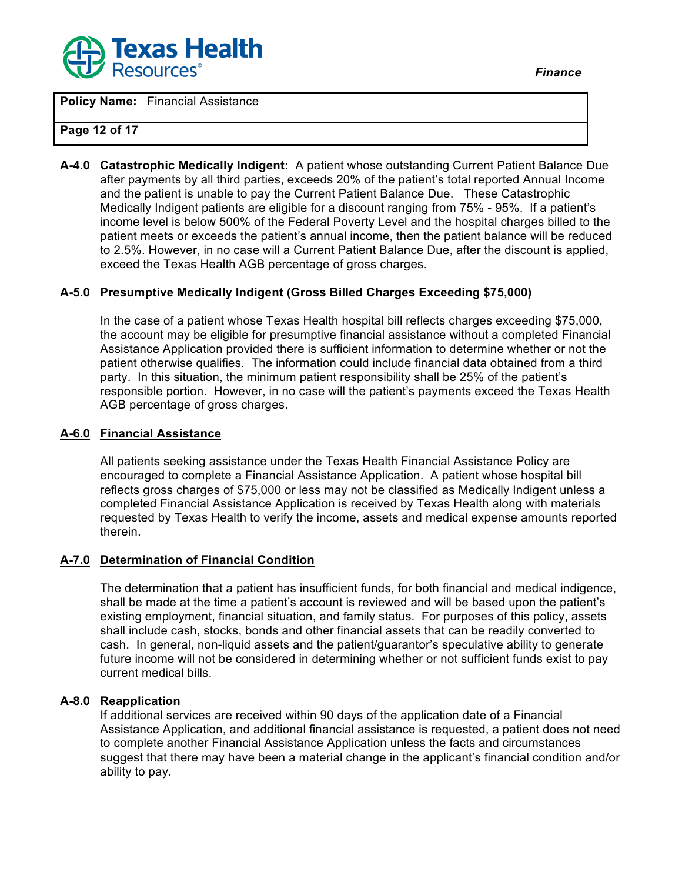**A-4.0** **Catastrophic Medically Indigent:** A patient whose outstanding Current Patient Balance Due after payments by all third parties, exceeds 20% of the patient's total reported Annual Income and the patient is unable to pay the Current Patient Balance Due. These Catastrophic Medically Indigent patients are eligible for a discount ranging from 75% - 95%. If a patient's income level is below 500% of the Federal Poverty Level and the hospital charges billed to the patient meets or exceeds the patient's annual income, then the patient balance will be reduced to 2.5%. However, in no case will a Current Patient Balance Due, after the discount is applied, exceed the Texas Health AGB percentage of gross charges.

**A-5.0** **Presumptive Medically Indigent (Gross Billed Charges Exceeding $75,000)**

In the case of a patient whose Texas Health hospital bill reflects charges exceeding $75,000, the account may be eligible for presumptive financial assistance without a completed Financial Assistance Application provided there is sufficient information to determine whether or not the patient otherwise qualifies. The information could include financial data obtained from a third party. In this situation, the minimum patient responsibility shall be 25% of the patient's responsible portion. However, in no case will the patient's payments exceed the Texas Health AGB percentage of gross charges.

**A-6.0** **Financial Assistance**

All patients seeking assistance under the Texas Health Financial Assistance Policy are encouraged to complete a Financial Assistance Application. A patient whose hospital bill reflects gross charges of $75,000 or less may not be classified as Medically Indigent unless a completed Financial Assistance Application is received by Texas Health along with materials requested by Texas Health to verify the income, assets and medical expense amounts reported therein.

**A-7.0** **Determination of Financial Condition**

The determination that a patient has insufficient funds, for both financial and medical indigence, shall be made at the time a patient's account is reviewed and will be based upon the patient's existing employment, financial situation, and family status. For purposes of this policy, assets shall include cash, stocks, bonds and other financial assets that can be readily converted to cash. In general, non-liquid assets and the patient/guarantor's speculative ability to generate future income will not be considered in determining whether or not sufficient funds exist to pay current medical bills.

**A-8.0** **Reapplication**

If additional services are received within 90 days of the application date of a Financial Assistance Application, and additional financial assistance is requested, a patient does not need to complete another Financial Assistance Application unless the facts and circumstances suggest that there may have been a material change in the applicant's financial condition and/or ability to pay.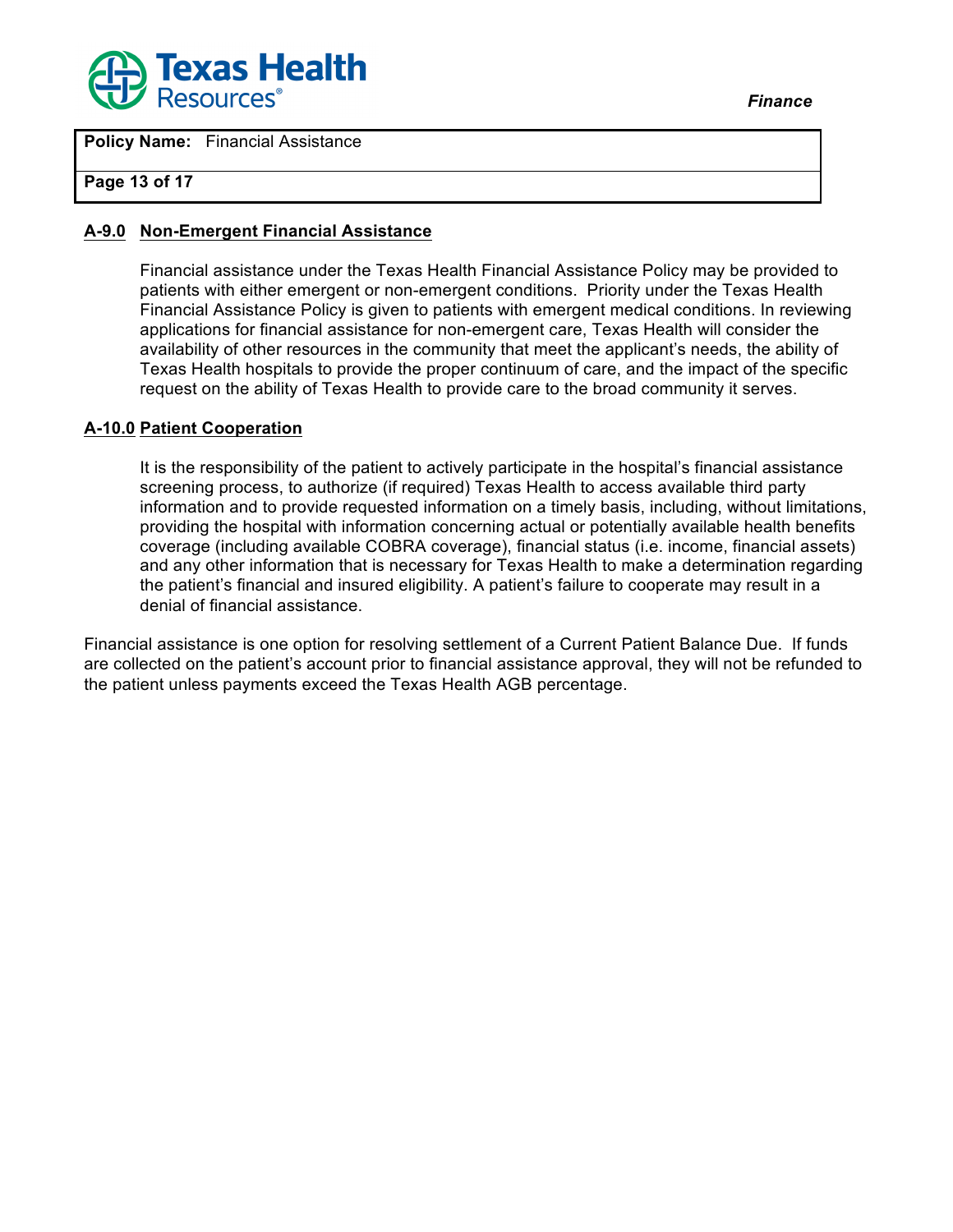### A-9.0 Non-Emergent Financial Assistance

Financial assistance under the Texas Health Financial Assistance Policy may be provided to patients with either emergent or non-emergent conditions. Priority under the Texas Health Financial Assistance Policy is given to patients with emergent medical conditions. In reviewing applications for financial assistance for non-emergent care, Texas Health will consider the availability of other resources in the community that meet the applicant's needs, the ability of Texas Health hospitals to provide the proper continuum of care, and the impact of the specific request on the ability of Texas Health to provide care to the broad community it serves.

### A-10.0 Patient Cooperation

It is the responsibility of the patient to actively participate in the hospital's financial assistance screening process, to authorize (if required) Texas Health to access available third party information and to provide requested information on a timely basis, including, without limitations, providing the hospital with information concerning actual or potentially available health benefits coverage (including available COBRA coverage), financial status (i.e. income, financial assets) and any other information that is necessary for Texas Health to make a determination regarding the patient's financial and insured eligibility. A patient's failure to cooperate may result in a denial of financial assistance.

Financial assistance is one option for resolving settlement of a Current Patient Balance Due. If funds are collected on the patient's account prior to financial assistance approval, they will not be refunded to the patient unless payments exceed the Texas Health AGB percentage.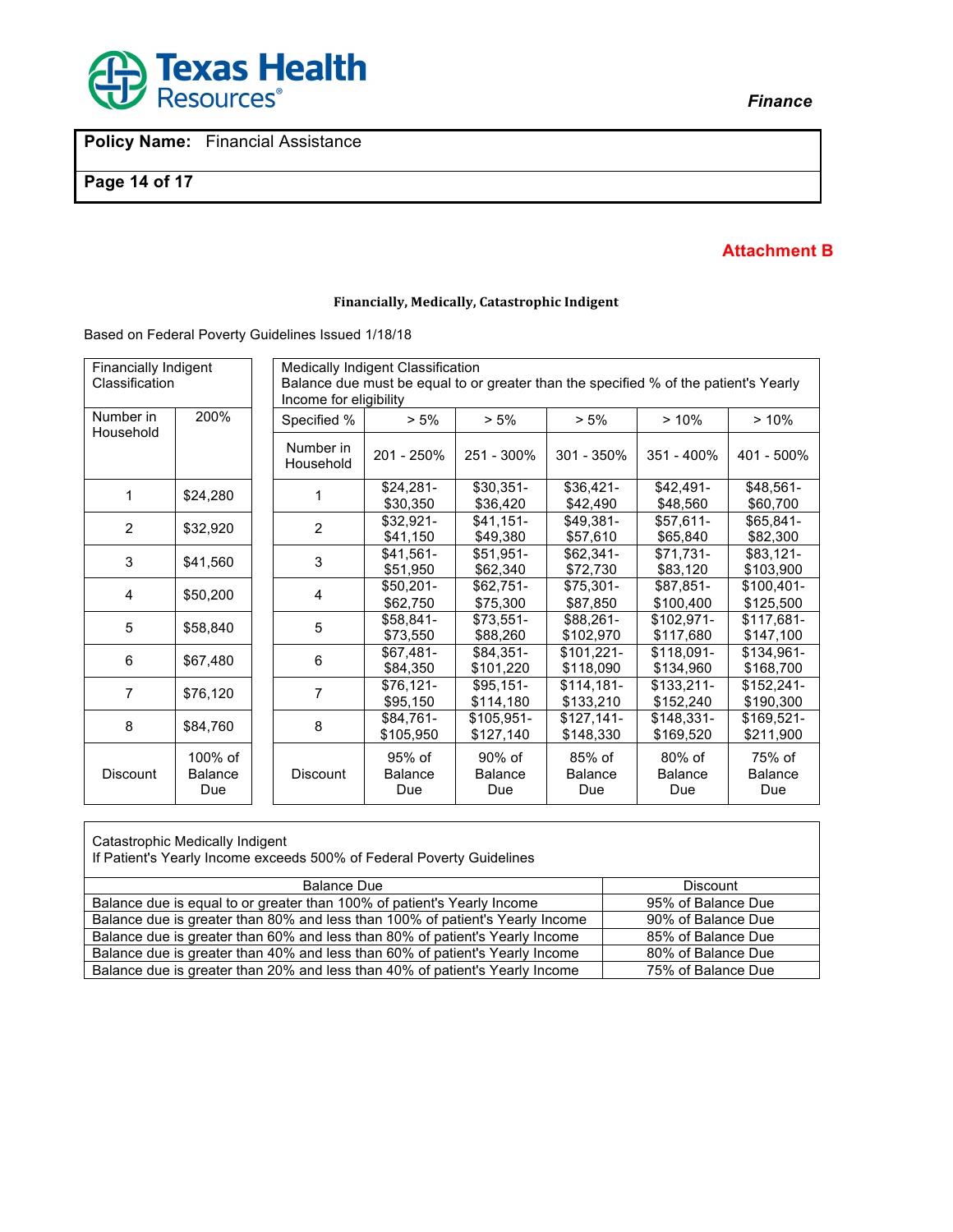## Attachment B

### Financially, Medically, Catastrophic Indigent

Based on Federal Poverty Guidelines Issued 1/18/18

| Financially Indigent Classification | |
|---|---|
| Number in Household | 200% |
| 1 | $24,280 |
| 2 | $32,920 |
| 3 | $41,560 |
| 4 | $50,200 |
| 5 | $58,840 |
| 6 | $67,480 |
| 7 | $76,120 |
| 8 | $84,760 |
| Discount | 100% of Balance Due |

| Medically Indigent Classification Balance due must be equal to or greater than the specified % of the patient's Yearly Income for eligibility | | | | | |
|---|---|---|---|---|---|
| Specified % | > 5% | > 5% | > 5% | > 10% | > 10% |
| Number in Household | 201 - 250% | 251 - 300% | 301 - 350% | 351 - 400% | 401 - 500% |
| 1 | $24,281-$30,350 | $30,351-$36,420 | $36,421-$42,490 | $42,491-$48,560 | $48,561-$60,700 |
| 2 | $32,921-$41,150 | $41,151-$49,380 | $49,381-$57,610 | $57,611-$65,840 | $65,841-$82,300 |
| 3 | $41,561-$51,950 | $51,951-$62,340 | $62,341-$72,730 | $71,731-$83,120 | $83,121-$103,900 |
| 4 | $50,201-$62,750 | $62,751-$75,300 | $75,301-$87,850 | $87,851-$100,400 | $100,401-$125,500 |
| 5 | $58,841-$73,550 | $73,551-$88,260 | $88,261-$102,970 | $102,971-$117,680 | $117,681-$147,100 |
| 6 | $67,481-$84,350 | $84,351-$101,220 | $101,221-$118,090 | $118,091-$134,960 | $134,961-$168,700 |
| 7 | $76,121-$95,150 | $95,151-$114,180 | $114,181-$133,210 | $133,211-$152,240 | $152,241-$190,300 |
| 8 | $84,761-$105,950 | $105,951-$127,140 | $127,141-$148,330 | $148,331-$169,520 | $169,521-$211,900 |
| Discount | 95% of Balance Due | 90% of Balance Due | 85% of Balance Due | 80% of Balance Due | 75% of Balance Due |

Catastrophic Medically Indigent
If Patient's Yearly Income exceeds 500% of Federal Poverty Guidelines

| Balance Due | Discount |
|---|---|
| Balance due is equal to or greater than 100% of patient's Yearly Income | 95% of Balance Due |
| Balance due is greater than 80% and less than 100% of patient's Yearly Income | 90% of Balance Due |
| Balance due is greater than 60% and less than 80% of patient's Yearly Income | 85% of Balance Due |
| Balance due is greater than 40% and less than 60% of patient's Yearly Income | 80% of Balance Due |
| Balance due is greater than 20% and less than 40% of patient's Yearly Income | 75% of Balance Due |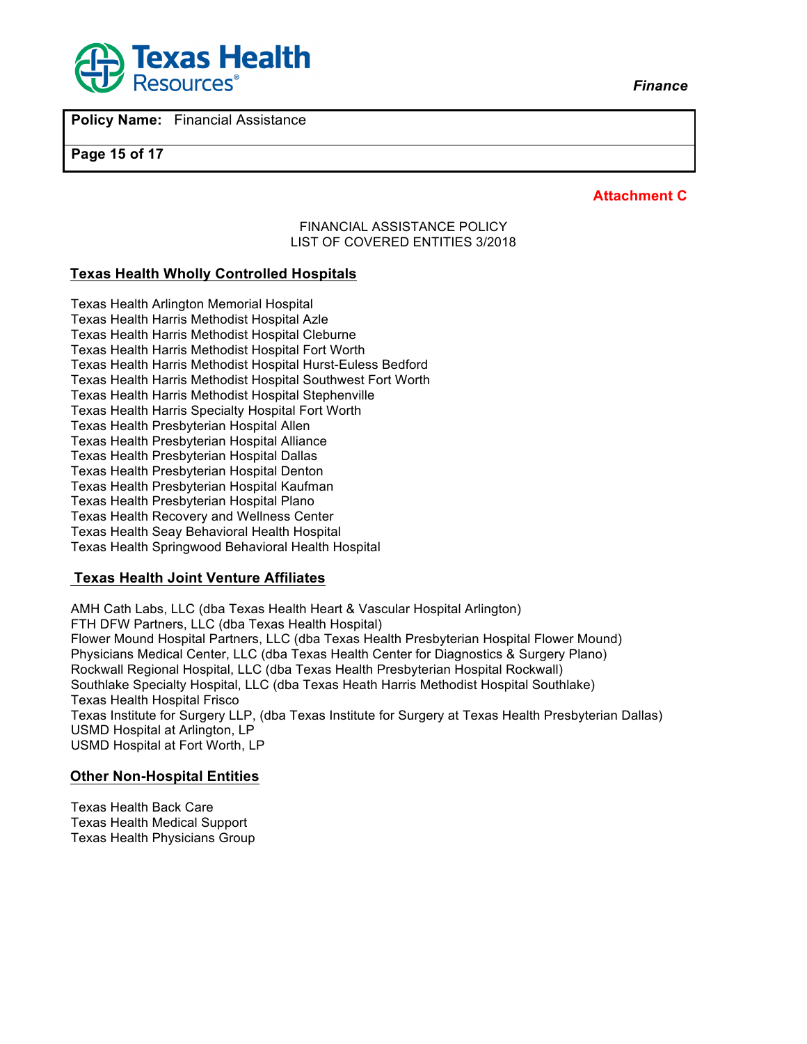**Attachment C**

FINANCIAL ASSISTANCE POLICY
LIST OF COVERED ENTITIES 3/2018

## Texas Health Wholly Controlled Hospitals

Texas Health Arlington Memorial Hospital
Texas Health Harris Methodist Hospital Azle
Texas Health Harris Methodist Hospital Cleburne
Texas Health Harris Methodist Hospital Fort Worth
Texas Health Harris Methodist Hospital Hurst-Euless Bedford
Texas Health Harris Methodist Hospital Southwest Fort Worth
Texas Health Harris Methodist Hospital Stephenville
Texas Health Harris Specialty Hospital Fort Worth
Texas Health Presbyterian Hospital Allen
Texas Health Presbyterian Hospital Alliance
Texas Health Presbyterian Hospital Dallas
Texas Health Presbyterian Hospital Denton
Texas Health Presbyterian Hospital Kaufman
Texas Health Presbyterian Hospital Plano
Texas Health Recovery and Wellness Center
Texas Health Seay Behavioral Health Hospital
Texas Health Springwood Behavioral Health Hospital

## Texas Health Joint Venture Affiliates

AMH Cath Labs, LLC (dba Texas Health Heart & Vascular Hospital Arlington)
FTH DFW Partners, LLC (dba Texas Health Hospital)
Flower Mound Hospital Partners, LLC (dba Texas Health Presbyterian Hospital Flower Mound)
Physicians Medical Center, LLC (dba Texas Health Center for Diagnostics & Surgery Plano)
Rockwall Regional Hospital, LLC (dba Texas Health Presbyterian Hospital Rockwall)
Southlake Specialty Hospital, LLC (dba Texas Heath Harris Methodist Hospital Southlake)
Texas Health Hospital Frisco
Texas Institute for Surgery LLP, (dba Texas Institute for Surgery at Texas Health Presbyterian Dallas)
USMD Hospital at Arlington, LP
USMD Hospital at Fort Worth, LP

## Other Non-Hospital Entities

Texas Health Back Care
Texas Health Medical Support
Texas Health Physicians Group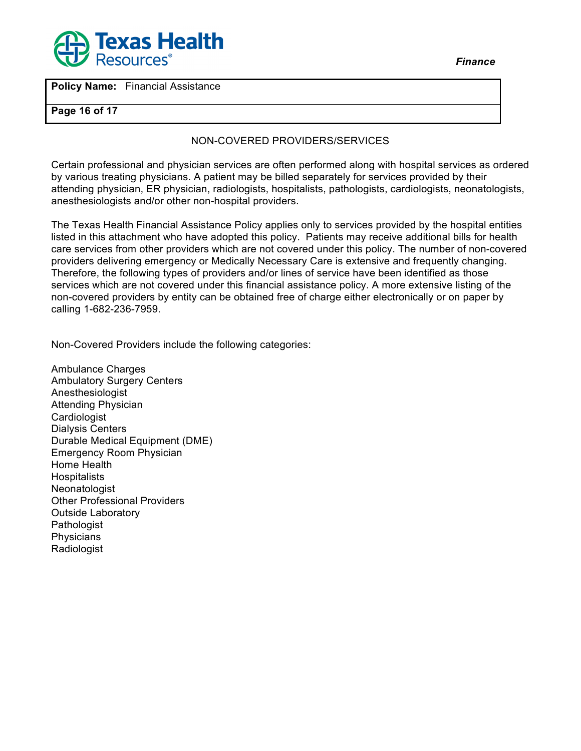## NON-COVERED PROVIDERS/SERVICES

Certain professional and physician services are often performed along with hospital services as ordered by various treating physicians. A patient may be billed separately for services provided by their attending physician, ER physician, radiologists, hospitalists, pathologists, cardiologists, neonatologists, anesthesiologists and/or other non-hospital providers.

The Texas Health Financial Assistance Policy applies only to services provided by the hospital entities listed in this attachment who have adopted this policy. Patients may receive additional bills for health care services from other providers which are not covered under this policy. The number of non-covered providers delivering emergency or Medically Necessary Care is extensive and frequently changing. Therefore, the following types of providers and/or lines of service have been identified as those services which are not covered under this financial assistance policy. A more extensive listing of the non-covered providers by entity can be obtained free of charge either electronically or on paper by calling 1-682-236-7959.

Non-Covered Providers include the following categories:

Ambulance Charges
Ambulatory Surgery Centers
Anesthesiologist
Attending Physician
Cardiologist
Dialysis Centers
Durable Medical Equipment (DME)
Emergency Room Physician
Home Health
Hospitalists
Neonatologist
Other Professional Providers
Outside Laboratory
Pathologist
Physicians
Radiologist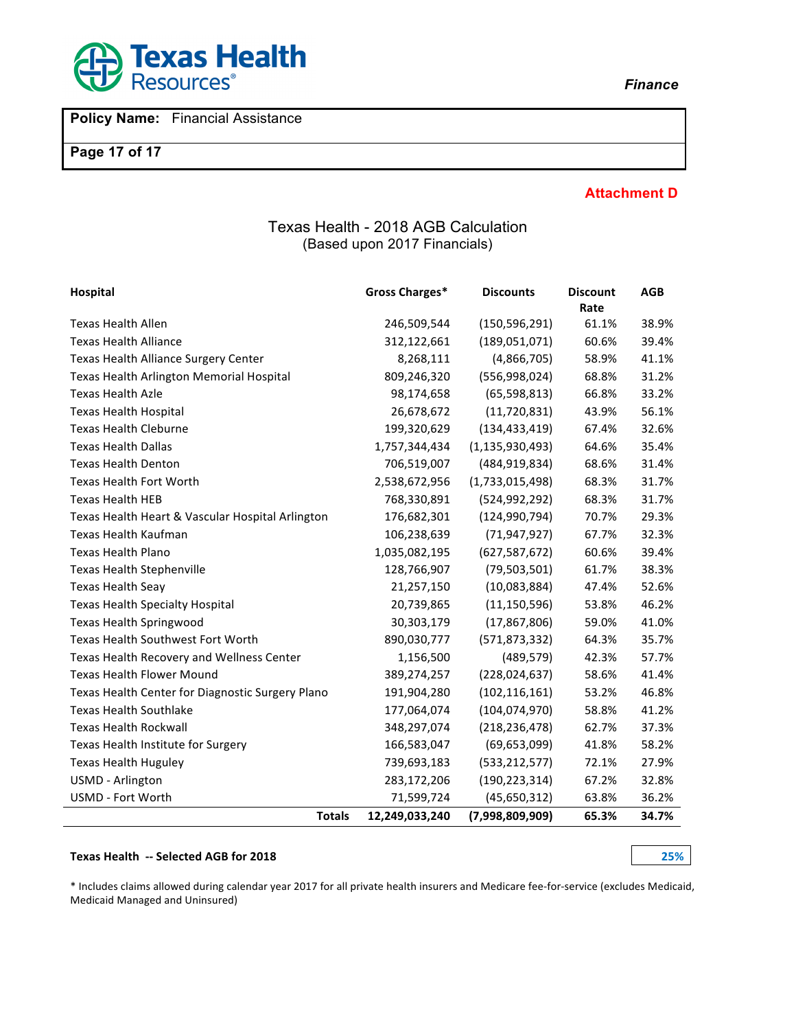Texas Health Resources

*Finance*

**Policy Name:** Financial Assistance

**Attachment D**

## Texas Health - 2018 AGB Calculation
(Based upon 2017 Financials)

| Hospital | Gross Charges* | Discounts | Discount Rate | AGB |
|---|---|---|---|---|
| Texas Health Allen | 246,509,544 | (150,596,291) | 61.1% | 38.9% |
| Texas Health Alliance | 312,122,661 | (189,051,071) | 60.6% | 39.4% |
| Texas Health Alliance Surgery Center | 8,268,111 | (4,866,705) | 58.9% | 41.1% |
| Texas Health Arlington Memorial Hospital | 809,246,320 | (556,998,024) | 68.8% | 31.2% |
| Texas Health Azle | 98,174,658 | (65,598,813) | 66.8% | 33.2% |
| Texas Health Hospital | 26,678,672 | (11,720,831) | 43.9% | 56.1% |
| Texas Health Cleburne | 199,320,629 | (134,433,419) | 67.4% | 32.6% |
| Texas Health Dallas | 1,757,344,434 | (1,135,930,493) | 64.6% | 35.4% |
| Texas Health Denton | 706,519,007 | (484,919,834) | 68.6% | 31.4% |
| Texas Health Fort Worth | 2,538,672,956 | (1,733,015,498) | 68.3% | 31.7% |
| Texas Health HEB | 768,330,891 | (524,992,292) | 68.3% | 31.7% |
| Texas Health Heart & Vascular Hospital Arlington | 176,682,301 | (124,990,794) | 70.7% | 29.3% |
| Texas Health Kaufman | 106,238,639 | (71,947,927) | 67.7% | 32.3% |
| Texas Health Plano | 1,035,082,195 | (627,587,672) | 60.6% | 39.4% |
| Texas Health Stephenville | 128,766,907 | (79,503,501) | 61.7% | 38.3% |
| Texas Health Seay | 21,257,150 | (10,083,884) | 47.4% | 52.6% |
| Texas Health Specialty Hospital | 20,739,865 | (11,150,596) | 53.8% | 46.2% |
| Texas Health Springwood | 30,303,179 | (17,867,806) | 59.0% | 41.0% |
| Texas Health Southwest Fort Worth | 890,030,777 | (571,873,332) | 64.3% | 35.7% |
| Texas Health Recovery and Wellness Center | 1,156,500 | (489,579) | 42.3% | 57.7% |
| Texas Health Flower Mound | 389,274,257 | (228,024,637) | 58.6% | 41.4% |
| Texas Health Center for Diagnostic Surgery Plano | 191,904,280 | (102,116,161) | 53.2% | 46.8% |
| Texas Health Southlake | 177,064,074 | (104,074,970) | 58.8% | 41.2% |
| Texas Health Rockwall | 348,297,074 | (218,236,478) | 62.7% | 37.3% |
| Texas Health Institute for Surgery | 166,583,047 | (69,653,099) | 41.8% | 58.2% |
| Texas Health Huguley | 739,693,183 | (533,212,577) | 72.1% | 27.9% |
| USMD - Arlington | 283,172,206 | (190,223,314) | 67.2% | 32.8% |
| USMD - Fort Worth | 71,599,724 | (45,650,312) | 63.8% | 36.2% |
| **Totals** | **12,249,033,240** | **(7,998,809,909)** | **65.3%** | **34.7%** |

**Texas Health -- Selected AGB for 2018** **25%**

* Includes claims allowed during calendar year 2017 for all private health insurers and Medicare fee-for-service (excludes Medicaid, Medicaid Managed and Uninsured)